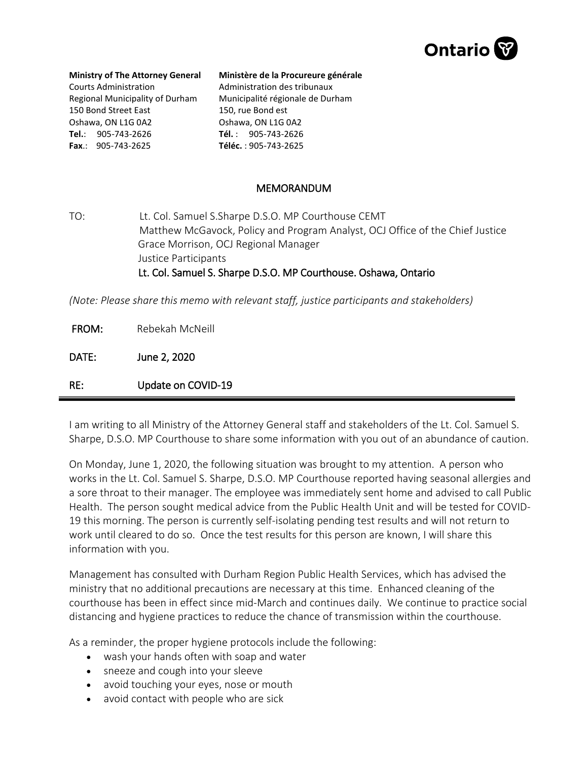Ontario

**Ministry of The Attorney General**
Courts Administration
Regional Municipality of Durham
150 Bond Street East
Oshawa, ON L1G 0A2
**Tel.**: 905-743-2626
**Fax**.: 905-743-2625

**Ministère de la Procureure générale**
Administration des tribunaux
Municipalité régionale de Durham
150, rue Bond est
Oshawa, ON L1G 0A2
**Tél.** : 905-743-2626
**Téléc.** : 905-743-2625

## MEMORANDUM

TO: Lt. Col. Samuel S.Sharpe D.S.O. MP Courthouse CEMT
Matthew McGavock, Policy and Program Analyst, OCJ Office of the Chief Justice
Grace Morrison, OCJ Regional Manager
Justice Participants
Lt. Col. Samuel S. Sharpe D.S.O. MP Courthouse. Oshawa, Ontario

*(Note: Please share this memo with relevant staff, justice participants and stakeholders)*

**FROM:** Rebekah McNeill

**DATE:** June 2, 2020

**RE:** Update on COVID-19

---

I am writing to all Ministry of the Attorney General staff and stakeholders of the Lt. Col. Samuel S. Sharpe, D.S.O. MP Courthouse to share some information with you out of an abundance of caution.

On Monday, June 1, 2020, the following situation was brought to my attention. A person who works in the Lt. Col. Samuel S. Sharpe, D.S.O. MP Courthouse reported having seasonal allergies and a sore throat to their manager. The employee was immediately sent home and advised to call Public Health. The person sought medical advice from the Public Health Unit and will be tested for COVID-19 this morning. The person is currently self-isolating pending test results and will not return to work until cleared to do so. Once the test results for this person are known, I will share this information with you.

Management has consulted with Durham Region Public Health Services, which has advised the ministry that no additional precautions are necessary at this time. Enhanced cleaning of the courthouse has been in effect since mid-March and continues daily. We continue to practice social distancing and hygiene practices to reduce the chance of transmission within the courthouse.

As a reminder, the proper hygiene protocols include the following:

- wash your hands often with soap and water
- sneeze and cough into your sleeve
- avoid touching your eyes, nose or mouth
- avoid contact with people who are sick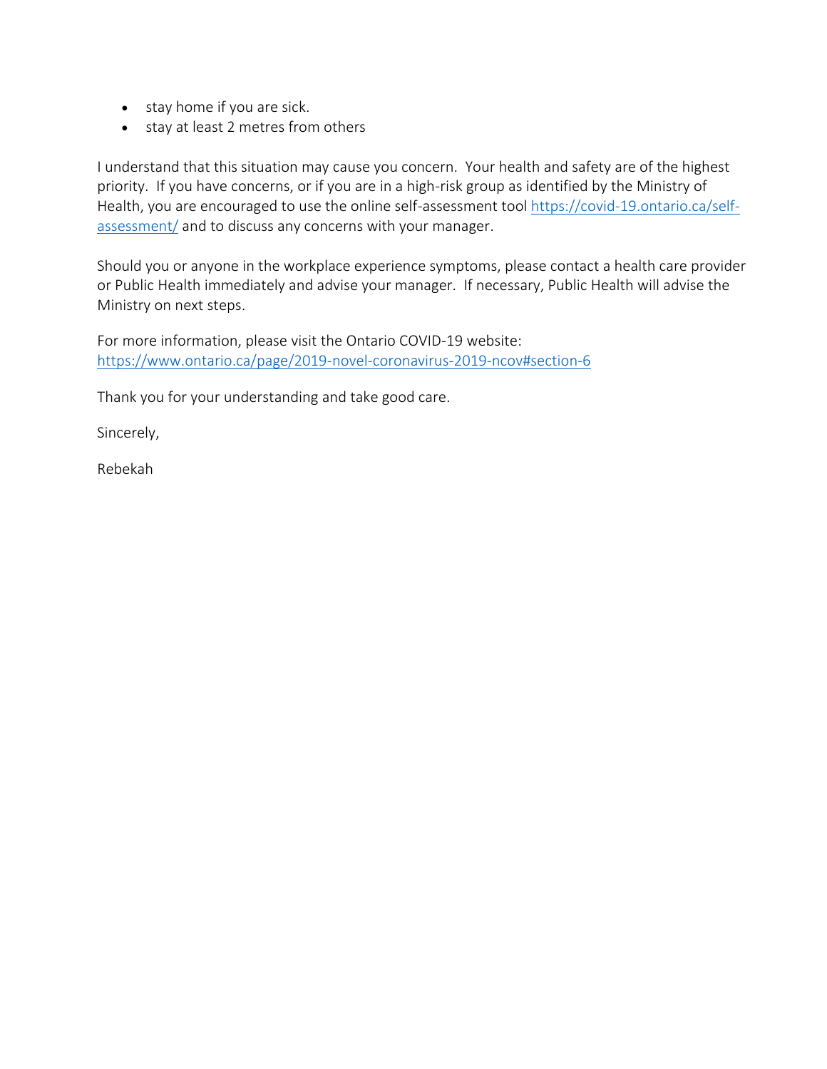- stay home if you are sick.
- stay at least 2 metres from others

I understand that this situation may cause you concern. Your health and safety are of the highest priority. If you have concerns, or if you are in a high-risk group as identified by the Ministry of Health, you are encouraged to use the online self-assessment tool https://covid-19.ontario.ca/self-assessment/ and to discuss any concerns with your manager.

Should you or anyone in the workplace experience symptoms, please contact a health care provider or Public Health immediately and advise your manager. If necessary, Public Health will advise the Ministry on next steps.

For more information, please visit the Ontario COVID-19 website:
https://www.ontario.ca/page/2019-novel-coronavirus-2019-ncov#section-6

Thank you for your understanding and take good care.

Sincerely,

Rebekah